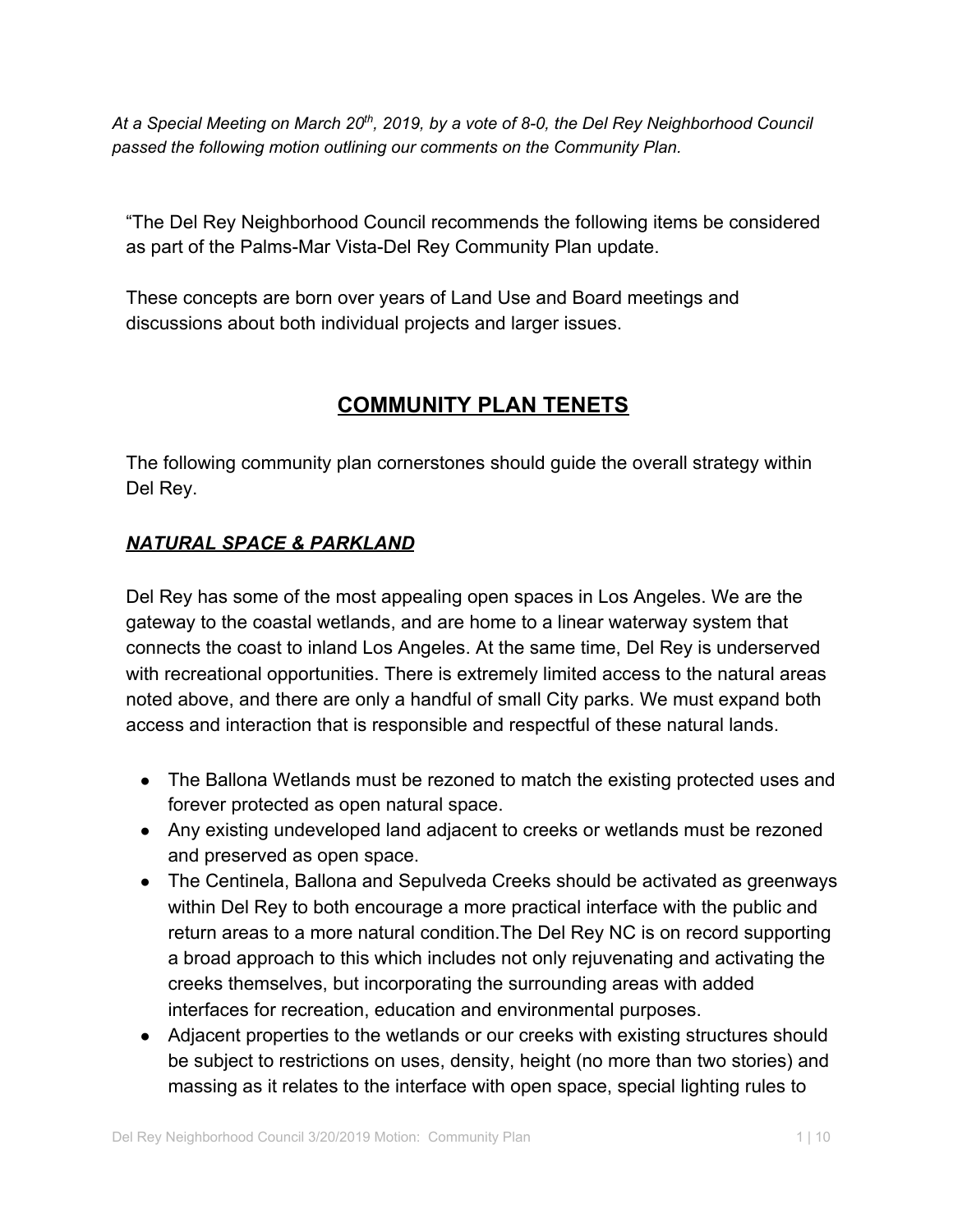*At a Special Meeting on March 20th, 2019, by a vote of 8-0, the Del Rey Neighborhood Council passed the following motion outlining our comments on the Community Plan.*

"The Del Rey Neighborhood Council recommends the following items be considered as part of the Palms-Mar Vista-Del Rey Community Plan update.

These concepts are born over years of Land Use and Board meetings and discussions about both individual projects and larger issues.

## COMMUNITY PLAN TENETS

The following community plan cornerstones should guide the overall strategy within Del Rey.

### *NATURAL SPACE & PARKLAND*

Del Rey has some of the most appealing open spaces in Los Angeles. We are the gateway to the coastal wetlands, and are home to a linear waterway system that connects the coast to inland Los Angeles. At the same time, Del Rey is underserved with recreational opportunities. There is extremely limited access to the natural areas noted above, and there are only a handful of small City parks. We must expand both access and interaction that is responsible and respectful of these natural lands.

- The Ballona Wetlands must be rezoned to match the existing protected uses and forever protected as open natural space.
- Any existing undeveloped land adjacent to creeks or wetlands must be rezoned and preserved as open space.
- The Centinela, Ballona and Sepulveda Creeks should be activated as greenways within Del Rey to both encourage a more practical interface with the public and return areas to a more natural condition.The Del Rey NC is on record supporting a broad approach to this which includes not only rejuvenating and activating the creeks themselves, but incorporating the surrounding areas with added interfaces for recreation, education and environmental purposes.
- Adjacent properties to the wetlands or our creeks with existing structures should be subject to restrictions on uses, density, height (no more than two stories) and massing as it relates to the interface with open space, special lighting rules to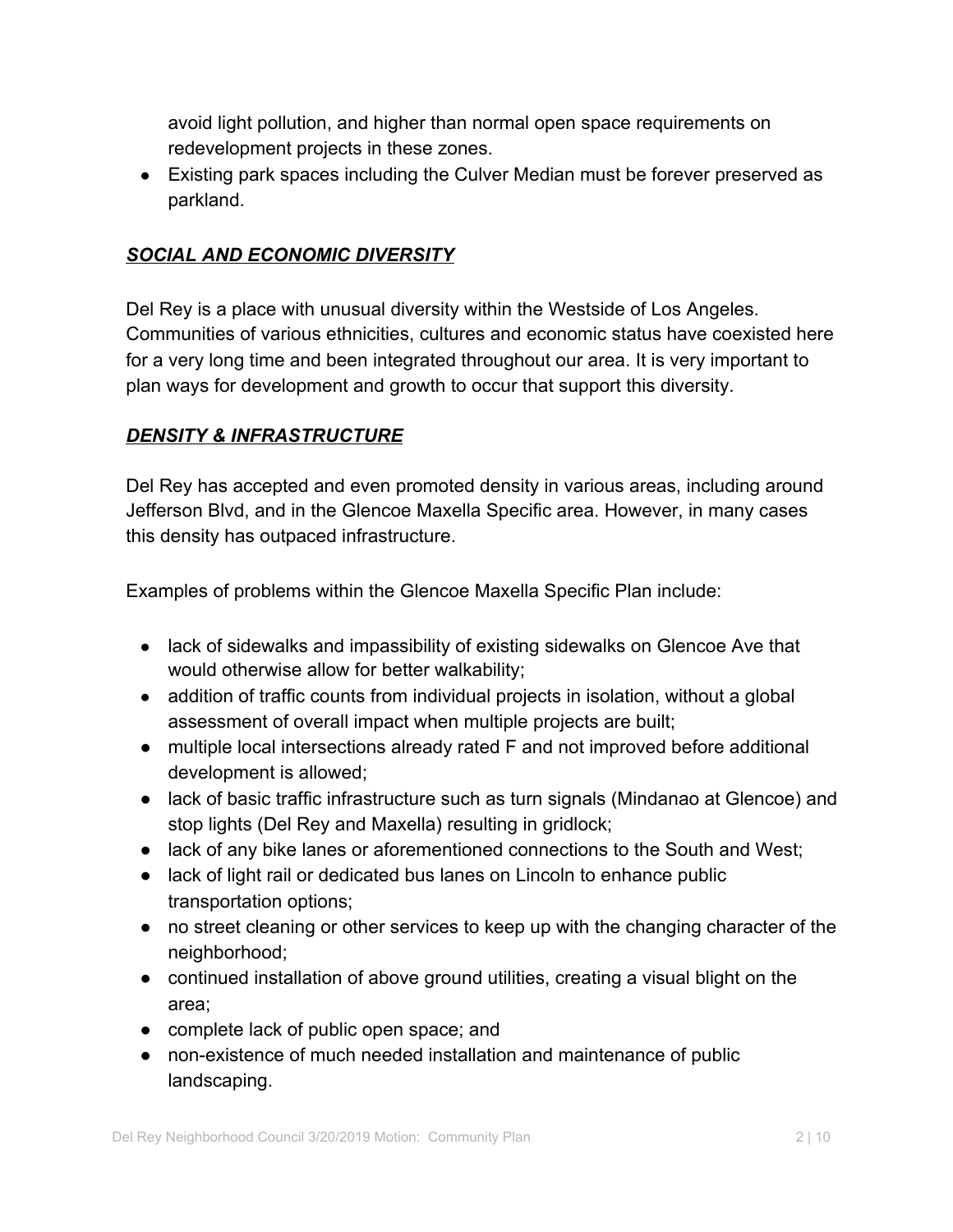avoid light pollution, and higher than normal open space requirements on redevelopment projects in these zones.

- Existing park spaces including the Culver Median must be forever preserved as parkland.

## ***SOCIAL AND ECONOMIC DIVERSITY***

Del Rey is a place with unusual diversity within the Westside of Los Angeles. Communities of various ethnicities, cultures and economic status have coexisted here for a very long time and been integrated throughout our area. It is very important to plan ways for development and growth to occur that support this diversity.

## ***DENSITY & INFRASTRUCTURE***

Del Rey has accepted and even promoted density in various areas, including around Jefferson Blvd, and in the Glencoe Maxella Specific area. However, in many cases this density has outpaced infrastructure.

Examples of problems within the Glencoe Maxella Specific Plan include:

- lack of sidewalks and impassibility of existing sidewalks on Glencoe Ave that would otherwise allow for better walkability;
- addition of traffic counts from individual projects in isolation, without a global assessment of overall impact when multiple projects are built;
- multiple local intersections already rated F and not improved before additional development is allowed;
- lack of basic traffic infrastructure such as turn signals (Mindanao at Glencoe) and stop lights (Del Rey and Maxella) resulting in gridlock;
- lack of any bike lanes or aforementioned connections to the South and West;
- lack of light rail or dedicated bus lanes on Lincoln to enhance public transportation options;
- no street cleaning or other services to keep up with the changing character of the neighborhood;
- continued installation of above ground utilities, creating a visual blight on the area;
- complete lack of public open space; and
- non-existence of much needed installation and maintenance of public landscaping.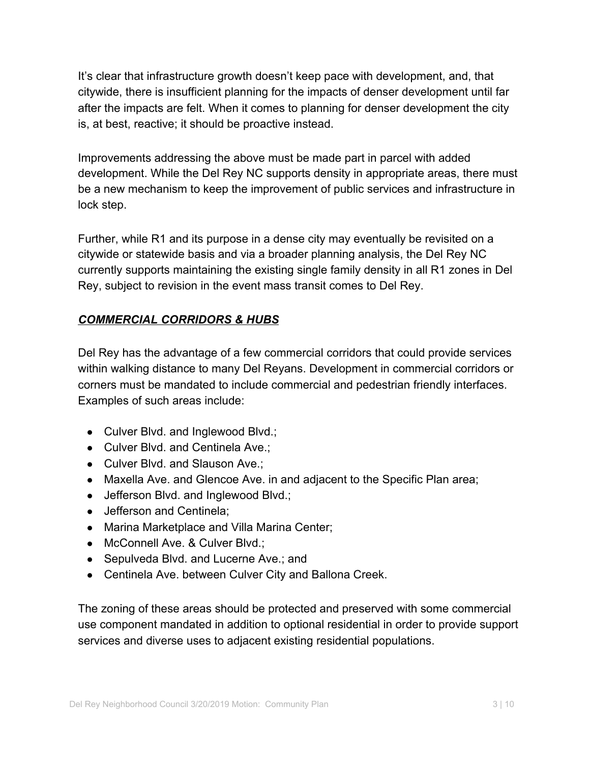It’s clear that infrastructure growth doesn’t keep pace with development, and, that citywide, there is insufficient planning for the impacts of denser development until far after the impacts are felt. When it comes to planning for denser development the city is, at best, reactive; it should be proactive instead.

Improvements addressing the above must be made part in parcel with added development. While the Del Rey NC supports density in appropriate areas, there must be a new mechanism to keep the improvement of public services and infrastructure in lock step.

Further, while R1 and its purpose in a dense city may eventually be revisited on a citywide or statewide basis and via a broader planning analysis, the Del Rey NC currently supports maintaining the existing single family density in all R1 zones in Del Rey, subject to revision in the event mass transit comes to Del Rey.

***COMMERCIAL CORRIDORS & HUBS***

Del Rey has the advantage of a few commercial corridors that could provide services within walking distance to many Del Reyans. Development in commercial corridors or corners must be mandated to include commercial and pedestrian friendly interfaces. Examples of such areas include:

- Culver Blvd. and Inglewood Blvd.;
- Culver Blvd. and Centinela Ave.;
- Culver Blvd. and Slauson Ave.;
- Maxella Ave. and Glencoe Ave. in and adjacent to the Specific Plan area;
- Jefferson Blvd. and Inglewood Blvd.;
- Jefferson and Centinela;
- Marina Marketplace and Villa Marina Center;
- McConnell Ave. & Culver Blvd.;
- Sepulveda Blvd. and Lucerne Ave.; and
- Centinela Ave. between Culver City and Ballona Creek.

The zoning of these areas should be protected and preserved with some commercial use component mandated in addition to optional residential in order to provide support services and diverse uses to adjacent existing residential populations.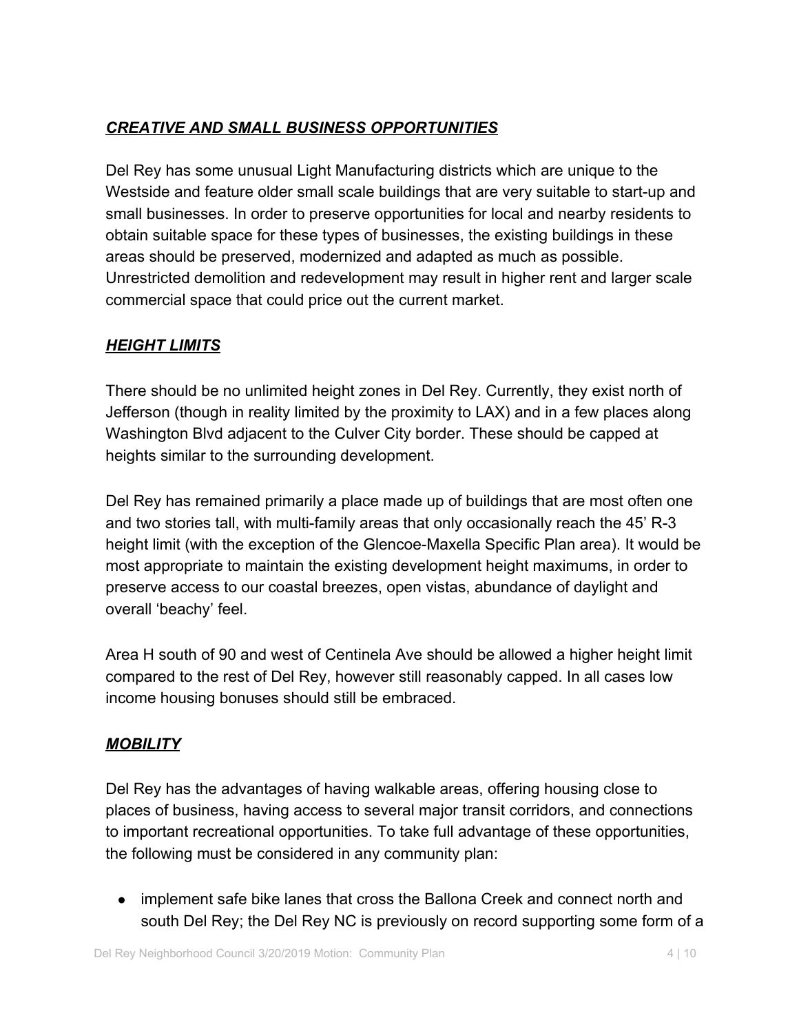## ***CREATIVE AND SMALL BUSINESS OPPORTUNITIES***

Del Rey has some unusual Light Manufacturing districts which are unique to the Westside and feature older small scale buildings that are very suitable to start-up and small businesses. In order to preserve opportunities for local and nearby residents to obtain suitable space for these types of businesses, the existing buildings in these areas should be preserved, modernized and adapted as much as possible. Unrestricted demolition and redevelopment may result in higher rent and larger scale commercial space that could price out the current market.

## ***HEIGHT LIMITS***

There should be no unlimited height zones in Del Rey. Currently, they exist north of Jefferson (though in reality limited by the proximity to LAX) and in a few places along Washington Blvd adjacent to the Culver City border. These should be capped at heights similar to the surrounding development.

Del Rey has remained primarily a place made up of buildings that are most often one and two stories tall, with multi-family areas that only occasionally reach the 45' R-3 height limit (with the exception of the Glencoe-Maxella Specific Plan area). It would be most appropriate to maintain the existing development height maximums, in order to preserve access to our coastal breezes, open vistas, abundance of daylight and overall 'beachy' feel.

Area H south of 90 and west of Centinela Ave should be allowed a higher height limit compared to the rest of Del Rey, however still reasonably capped. In all cases low income housing bonuses should still be embraced.

## ***MOBILITY***

Del Rey has the advantages of having walkable areas, offering housing close to places of business, having access to several major transit corridors, and connections to important recreational opportunities. To take full advantage of these opportunities, the following must be considered in any community plan:

- implement safe bike lanes that cross the Ballona Creek and connect north and south Del Rey; the Del Rey NC is previously on record supporting some form of a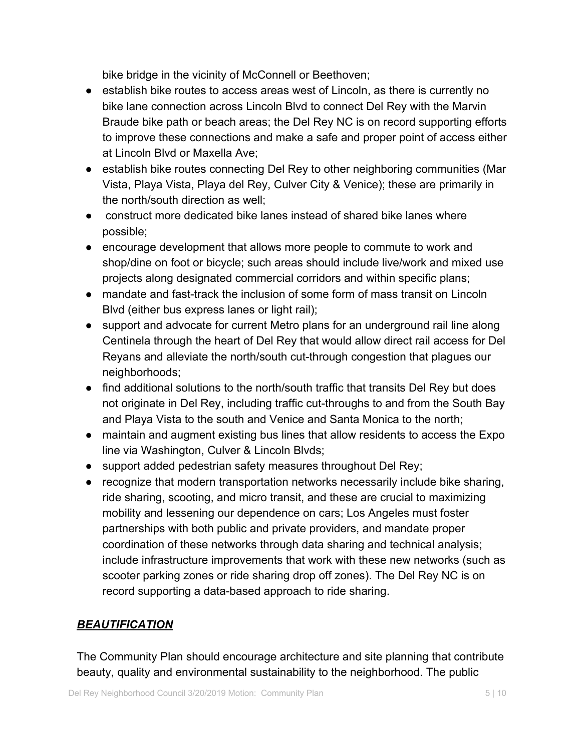bike bridge in the vicinity of McConnell or Beethoven;

- establish bike routes to access areas west of Lincoln, as there is currently no bike lane connection across Lincoln Blvd to connect Del Rey with the Marvin Braude bike path or beach areas; the Del Rey NC is on record supporting efforts to improve these connections and make a safe and proper point of access either at Lincoln Blvd or Maxella Ave;
- establish bike routes connecting Del Rey to other neighboring communities (Mar Vista, Playa Vista, Playa del Rey, Culver City & Venice); these are primarily in the north/south direction as well;
- construct more dedicated bike lanes instead of shared bike lanes where possible;
- encourage development that allows more people to commute to work and shop/dine on foot or bicycle; such areas should include live/work and mixed use projects along designated commercial corridors and within specific plans;
- mandate and fast-track the inclusion of some form of mass transit on Lincoln Blvd (either bus express lanes or light rail);
- support and advocate for current Metro plans for an underground rail line along Centinela through the heart of Del Rey that would allow direct rail access for Del Reyans and alleviate the north/south cut-through congestion that plagues our neighborhoods;
- find additional solutions to the north/south traffic that transits Del Rey but does not originate in Del Rey, including traffic cut-throughs to and from the South Bay and Playa Vista to the south and Venice and Santa Monica to the north;
- maintain and augment existing bus lines that allow residents to access the Expo line via Washington, Culver & Lincoln Blvds;
- support added pedestrian safety measures throughout Del Rey;
- recognize that modern transportation networks necessarily include bike sharing, ride sharing, scooting, and micro transit, and these are crucial to maximizing mobility and lessening our dependence on cars; Los Angeles must foster partnerships with both public and private providers, and mandate proper coordination of these networks through data sharing and technical analysis; include infrastructure improvements that work with these new networks (such as scooter parking zones or ride sharing drop off zones). The Del Rey NC is on record supporting a data-based approach to ride sharing.

## ***BEAUTIFICATION***

The Community Plan should encourage architecture and site planning that contribute beauty, quality and environmental sustainability to the neighborhood. The public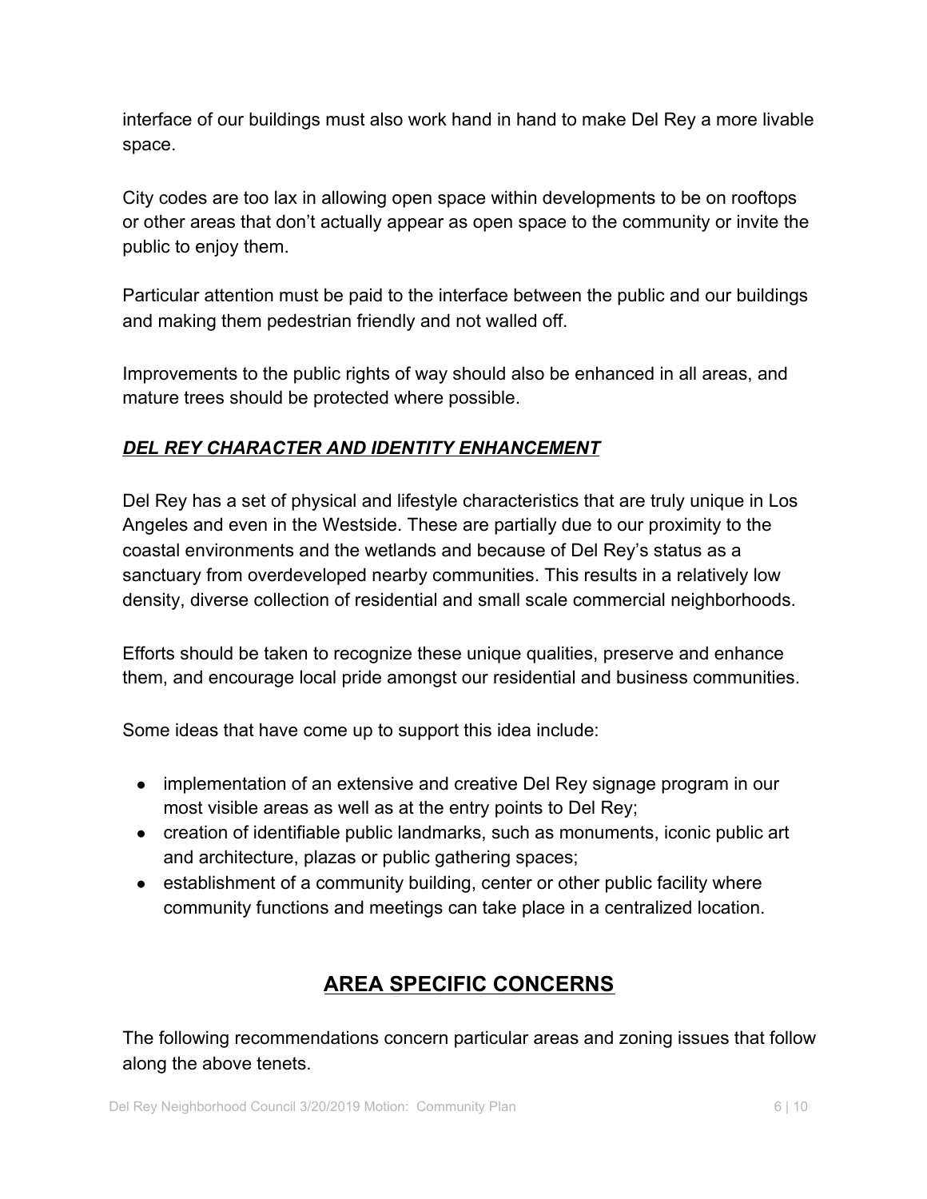interface of our buildings must also work hand in hand to make Del Rey a more livable space.

City codes are too lax in allowing open space within developments to be on rooftops or other areas that don't actually appear as open space to the community or invite the public to enjoy them.

Particular attention must be paid to the interface between the public and our buildings and making them pedestrian friendly and not walled off.

Improvements to the public rights of way should also be enhanced in all areas, and mature trees should be protected where possible.

### ***DEL REY CHARACTER AND IDENTITY ENHANCEMENT***

Del Rey has a set of physical and lifestyle characteristics that are truly unique in Los Angeles and even in the Westside. These are partially due to our proximity to the coastal environments and the wetlands and because of Del Rey's status as a sanctuary from overdeveloped nearby communities. This results in a relatively low density, diverse collection of residential and small scale commercial neighborhoods.

Efforts should be taken to recognize these unique qualities, preserve and enhance them, and encourage local pride amongst our residential and business communities.

Some ideas that have come up to support this idea include:

- implementation of an extensive and creative Del Rey signage program in our most visible areas as well as at the entry points to Del Rey;
- creation of identifiable public landmarks, such as monuments, iconic public art and architecture, plazas or public gathering spaces;
- establishment of a community building, center or other public facility where community functions and meetings can take place in a centralized location.

## **AREA SPECIFIC CONCERNS**

The following recommendations concern particular areas and zoning issues that follow along the above tenets.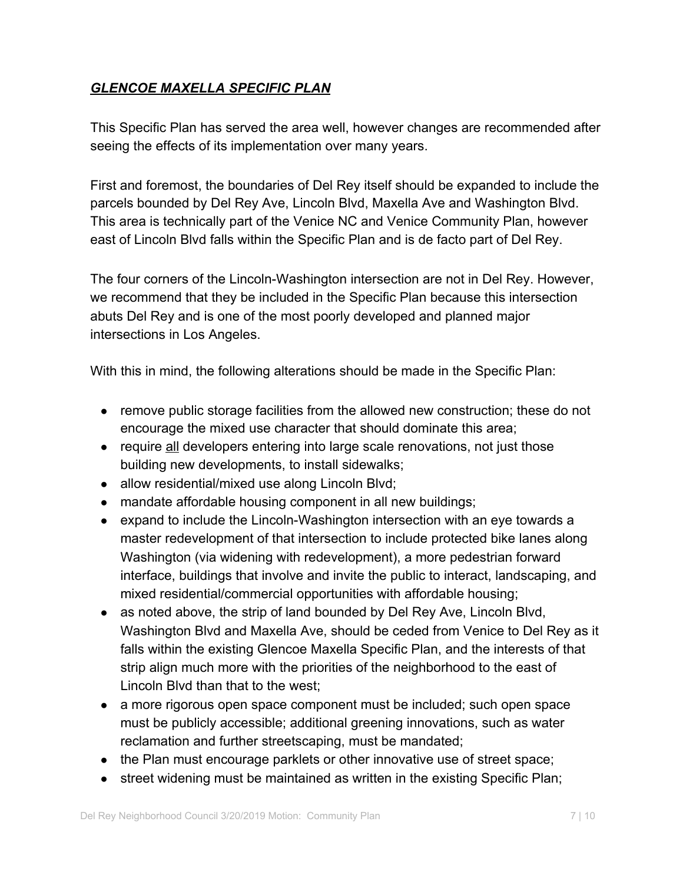## ***GLENCOE MAXELLA SPECIFIC PLAN***

This Specific Plan has served the area well, however changes are recommended after seeing the effects of its implementation over many years.

First and foremost, the boundaries of Del Rey itself should be expanded to include the parcels bounded by Del Rey Ave, Lincoln Blvd, Maxella Ave and Washington Blvd. This area is technically part of the Venice NC and Venice Community Plan, however east of Lincoln Blvd falls within the Specific Plan and is de facto part of Del Rey.

The four corners of the Lincoln-Washington intersection are not in Del Rey. However, we recommend that they be included in the Specific Plan because this intersection abuts Del Rey and is one of the most poorly developed and planned major intersections in Los Angeles.

With this in mind, the following alterations should be made in the Specific Plan:

- remove public storage facilities from the allowed new construction; these do not encourage the mixed use character that should dominate this area;
- require <u>all</u> developers entering into large scale renovations, not just those building new developments, to install sidewalks;
- allow residential/mixed use along Lincoln Blvd;
- mandate affordable housing component in all new buildings;
- expand to include the Lincoln-Washington intersection with an eye towards a master redevelopment of that intersection to include protected bike lanes along Washington (via widening with redevelopment), a more pedestrian forward interface, buildings that involve and invite the public to interact, landscaping, and mixed residential/commercial opportunities with affordable housing;
- as noted above, the strip of land bounded by Del Rey Ave, Lincoln Blvd, Washington Blvd and Maxella Ave, should be ceded from Venice to Del Rey as it falls within the existing Glencoe Maxella Specific Plan, and the interests of that strip align much more with the priorities of the neighborhood to the east of Lincoln Blvd than that to the west;
- a more rigorous open space component must be included; such open space must be publicly accessible; additional greening innovations, such as water reclamation and further streetscaping, must be mandated;
- the Plan must encourage parklets or other innovative use of street space;
- street widening must be maintained as written in the existing Specific Plan;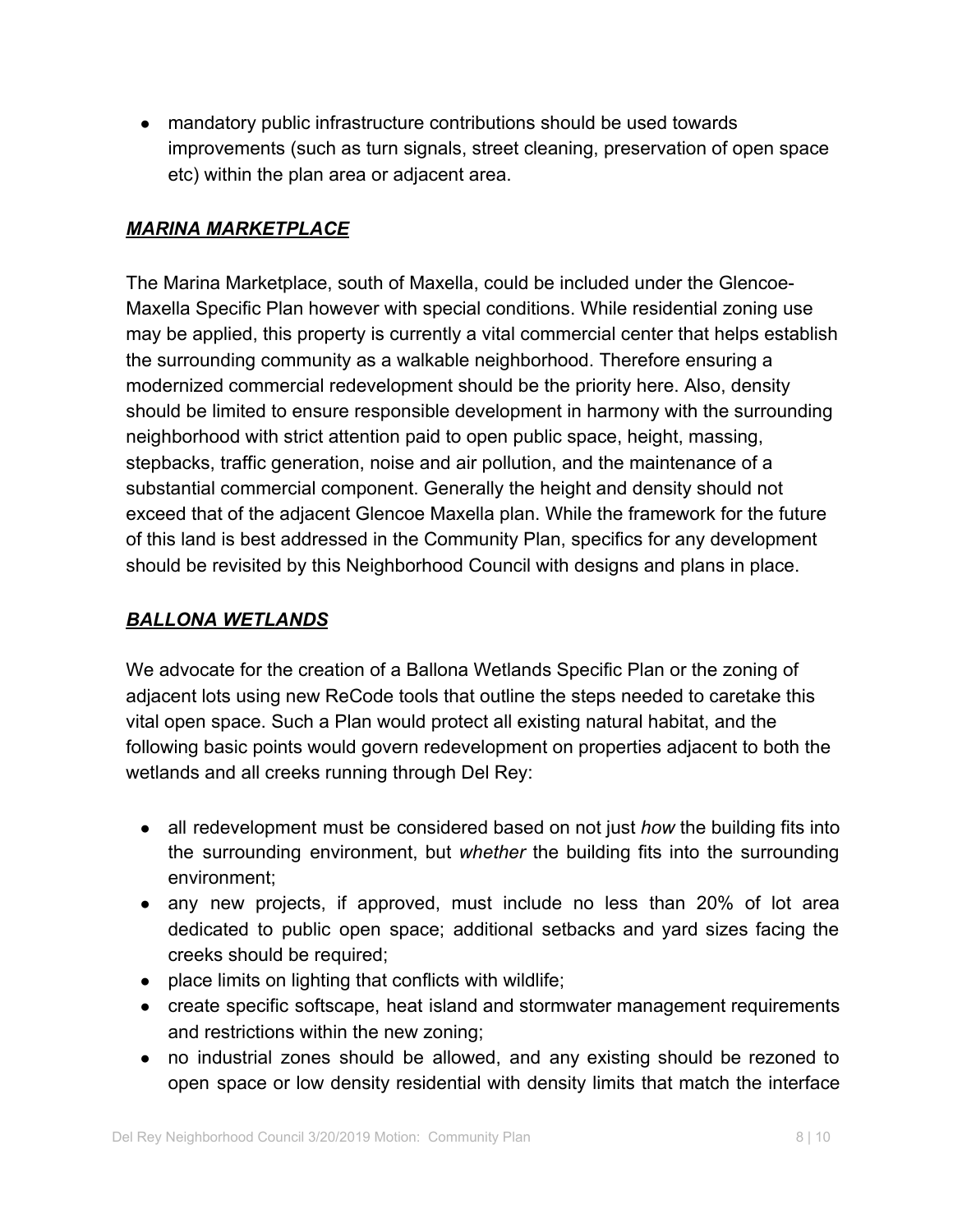- mandatory public infrastructure contributions should be used towards improvements (such as turn signals, street cleaning, preservation of open space etc) within the plan area or adjacent area.

### ***MARINA MARKETPLACE***

The Marina Marketplace, south of Maxella, could be included under the Glencoe-Maxella Specific Plan however with special conditions. While residential zoning use may be applied, this property is currently a vital commercial center that helps establish the surrounding community as a walkable neighborhood. Therefore ensuring a modernized commercial redevelopment should be the priority here. Also, density should be limited to ensure responsible development in harmony with the surrounding neighborhood with strict attention paid to open public space, height, massing, stepbacks, traffic generation, noise and air pollution, and the maintenance of a substantial commercial component. Generally the height and density should not exceed that of the adjacent Glencoe Maxella plan. While the framework for the future of this land is best addressed in the Community Plan, specifics for any development should be revisited by this Neighborhood Council with designs and plans in place.

### ***BALLONA WETLANDS***

We advocate for the creation of a Ballona Wetlands Specific Plan or the zoning of adjacent lots using new ReCode tools that outline the steps needed to caretake this vital open space. Such a Plan would protect all existing natural habitat, and the following basic points would govern redevelopment on properties adjacent to both the wetlands and all creeks running through Del Rey:

- all redevelopment must be considered based on not just *how* the building fits into the surrounding environment, but *whether* the building fits into the surrounding environment;
- any new projects, if approved, must include no less than 20% of lot area dedicated to public open space; additional setbacks and yard sizes facing the creeks should be required;
- place limits on lighting that conflicts with wildlife;
- create specific softscape, heat island and stormwater management requirements and restrictions within the new zoning;
- no industrial zones should be allowed, and any existing should be rezoned to open space or low density residential with density limits that match the interface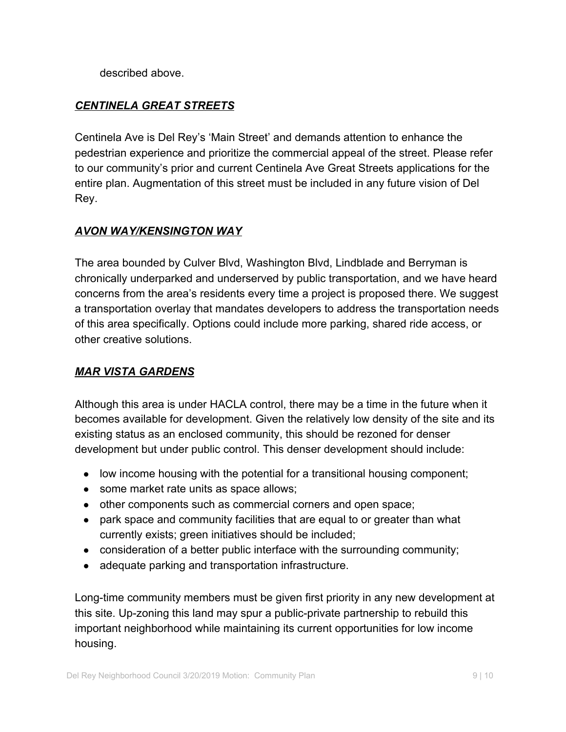described above.

***CENTINELA GREAT STREETS***

Centinela Ave is Del Rey's 'Main Street' and demands attention to enhance the pedestrian experience and prioritize the commercial appeal of the street. Please refer to our community's prior and current Centinela Ave Great Streets applications for the entire plan. Augmentation of this street must be included in any future vision of Del Rey.

***AVON WAY/KENSINGTON WAY***

The area bounded by Culver Blvd, Washington Blvd, Lindblade and Berryman is chronically underparked and underserved by public transportation, and we have heard concerns from the area's residents every time a project is proposed there. We suggest a transportation overlay that mandates developers to address the transportation needs of this area specifically. Options could include more parking, shared ride access, or other creative solutions.

***MAR VISTA GARDENS***

Although this area is under HACLA control, there may be a time in the future when it becomes available for development. Given the relatively low density of the site and its existing status as an enclosed community, this should be rezoned for denser development but under public control. This denser development should include:

- low income housing with the potential for a transitional housing component;
- some market rate units as space allows;
- other components such as commercial corners and open space;
- park space and community facilities that are equal to or greater than what currently exists; green initiatives should be included;
- consideration of a better public interface with the surrounding community;
- adequate parking and transportation infrastructure.

Long-time community members must be given first priority in any new development at this site. Up-zoning this land may spur a public-private partnership to rebuild this important neighborhood while maintaining its current opportunities for low income housing.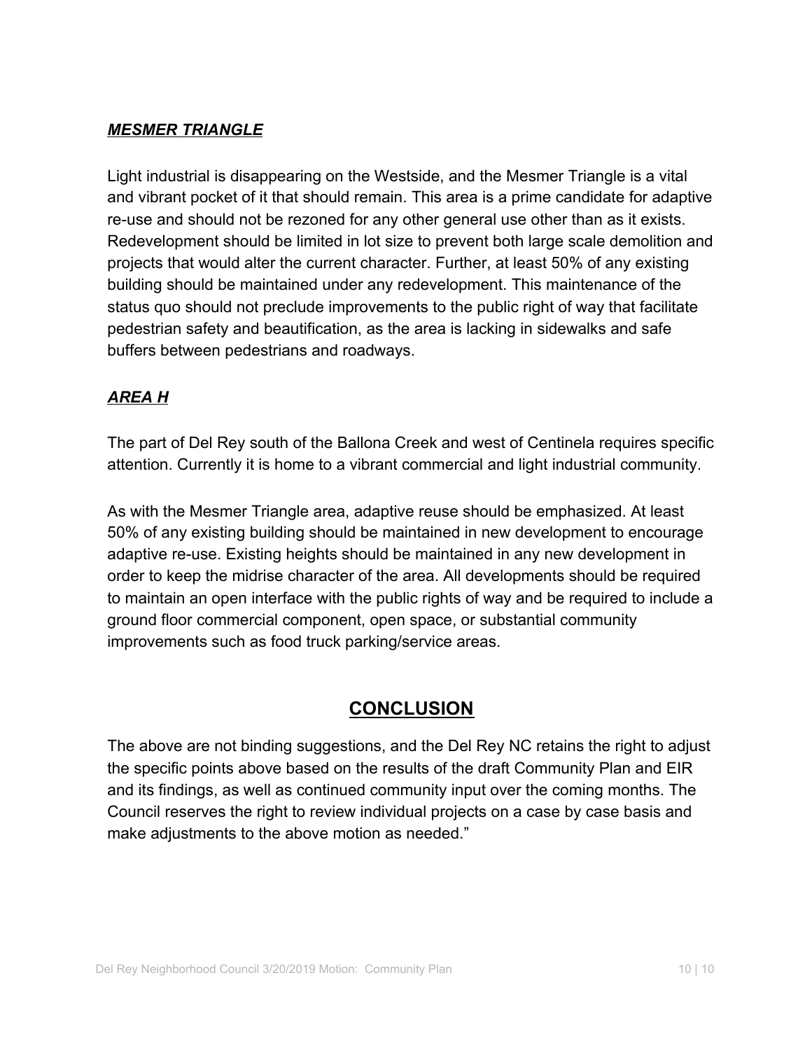***MESMER TRIANGLE***

Light industrial is disappearing on the Westside, and the Mesmer Triangle is a vital and vibrant pocket of it that should remain. This area is a prime candidate for adaptive re-use and should not be rezoned for any other general use other than as it exists. Redevelopment should be limited in lot size to prevent both large scale demolition and projects that would alter the current character. Further, at least 50% of any existing building should be maintained under any redevelopment. This maintenance of the status quo should not preclude improvements to the public right of way that facilitate pedestrian safety and beautification, as the area is lacking in sidewalks and safe buffers between pedestrians and roadways.

***AREA H***

The part of Del Rey south of the Ballona Creek and west of Centinela requires specific attention. Currently it is home to a vibrant commercial and light industrial community.

As with the Mesmer Triangle area, adaptive reuse should be emphasized. At least 50% of any existing building should be maintained in new development to encourage adaptive re-use. Existing heights should be maintained in any new development in order to keep the midrise character of the area. All developments should be required to maintain an open interface with the public rights of way and be required to include a ground floor commercial component, open space, or substantial community improvements such as food truck parking/service areas.

## CONCLUSION

The above are not binding suggestions, and the Del Rey NC retains the right to adjust the specific points above based on the results of the draft Community Plan and EIR and its findings, as well as continued community input over the coming months. The Council reserves the right to review individual projects on a case by case basis and make adjustments to the above motion as needed."